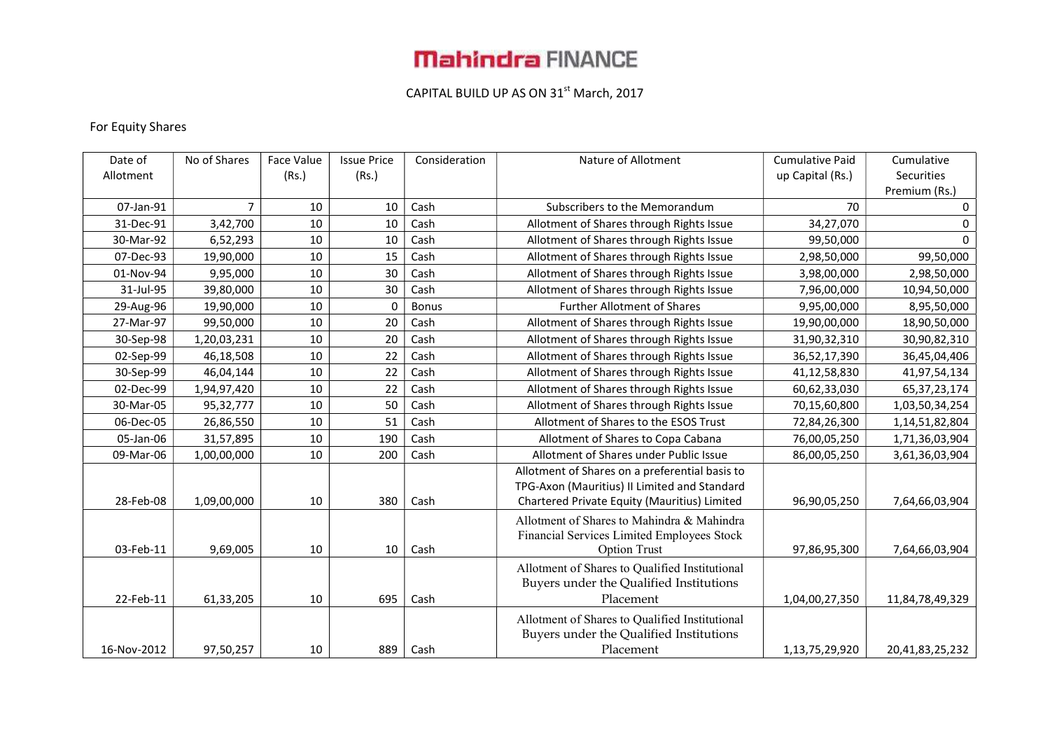# Mahindra FINANCE

CAPITAL BUILD UP AS ON 31st March, 2017

For Equity Shares

| Date of Allotment | No of Shares | Face Value (Rs.) | Issue Price (Rs.) | Consideration | Nature of Allotment | Cumulative Paid up Capital (Rs.) | Cumulative Securities Premium (Rs.) |
|---|---|---|---|---|---|---|---|
| 07-Jan-91 | 7 | 10 | 10 | Cash | Subscribers to the Memorandum | 70 | 0 |
| 31-Dec-91 | 3,42,700 | 10 | 10 | Cash | Allotment of Shares through Rights Issue | 34,27,070 | 0 |
| 30-Mar-92 | 6,52,293 | 10 | 10 | Cash | Allotment of Shares through Rights Issue | 99,50,000 | 0 |
| 07-Dec-93 | 19,90,000 | 10 | 15 | Cash | Allotment of Shares through Rights Issue | 2,98,50,000 | 99,50,000 |
| 01-Nov-94 | 9,95,000 | 10 | 30 | Cash | Allotment of Shares through Rights Issue | 3,98,00,000 | 2,98,50,000 |
| 31-Jul-95 | 39,80,000 | 10 | 30 | Cash | Allotment of Shares through Rights Issue | 7,96,00,000 | 10,94,50,000 |
| 29-Aug-96 | 19,90,000 | 10 | 0 | Bonus | Further Allotment of Shares | 9,95,00,000 | 8,95,50,000 |
| 27-Mar-97 | 99,50,000 | 10 | 20 | Cash | Allotment of Shares through Rights Issue | 19,90,00,000 | 18,90,50,000 |
| 30-Sep-98 | 1,20,03,231 | 10 | 20 | Cash | Allotment of Shares through Rights Issue | 31,90,32,310 | 30,90,82,310 |
| 02-Sep-99 | 46,18,508 | 10 | 22 | Cash | Allotment of Shares through Rights Issue | 36,52,17,390 | 36,45,04,406 |
| 30-Sep-99 | 46,04,144 | 10 | 22 | Cash | Allotment of Shares through Rights Issue | 41,12,58,830 | 41,97,54,134 |
| 02-Dec-99 | 1,94,97,420 | 10 | 22 | Cash | Allotment of Shares through Rights Issue | 60,62,33,030 | 65,37,23,174 |
| 30-Mar-05 | 95,32,777 | 10 | 50 | Cash | Allotment of Shares through Rights Issue | 70,15,60,800 | 1,03,50,34,254 |
| 06-Dec-05 | 26,86,550 | 10 | 51 | Cash | Allotment of Shares to the ESOS Trust | 72,84,26,300 | 1,14,51,82,804 |
| 05-Jan-06 | 31,57,895 | 10 | 190 | Cash | Allotment of Shares to Copa Cabana | 76,00,05,250 | 1,71,36,03,904 |
| 09-Mar-06 | 1,00,00,000 | 10 | 200 | Cash | Allotment of Shares under Public Issue | 86,00,05,250 | 3,61,36,03,904 |
| 28-Feb-08 | 1,09,00,000 | 10 | 380 | Cash | Allotment of Shares on a preferential basis to TPG-Axon (Mauritius) II Limited and Standard Chartered Private Equity (Mauritius) Limited | 96,90,05,250 | 7,64,66,03,904 |
| 03-Feb-11 | 9,69,005 | 10 | 10 | Cash | Allotment of Shares to Mahindra & Mahindra Financial Services Limited Employees Stock Option Trust | 97,86,95,300 | 7,64,66,03,904 |
| 22-Feb-11 | 61,33,205 | 10 | 695 | Cash | Allotment of Shares to Qualified Institutional Buyers under the Qualified Institutions Placement | 1,04,00,27,350 | 11,84,78,49,329 |
| 16-Nov-2012 | 97,50,257 | 10 | 889 | Cash | Allotment of Shares to Qualified Institutional Buyers under the Qualified Institutions Placement | 1,13,75,29,920 | 20,41,83,25,232 |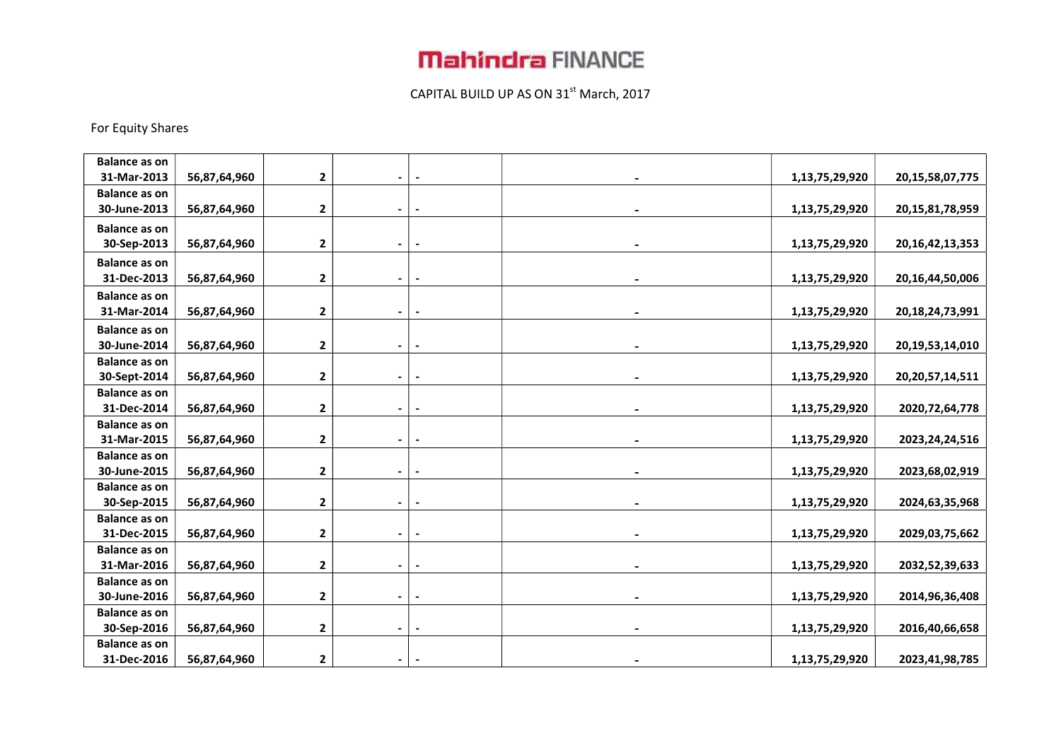# Mahindra FINANCE

CAPITAL BUILD UP AS ON 31st March, 2017

For Equity Shares

| | | | | | | | |
|---|---|---|---|---|---|---|---|
| Balance as on 31-Mar-2013 | 56,87,64,960 | 2 | - | - | - | 1,13,75,29,920 | 20,15,58,07,775 |
| Balance as on 30-June-2013 | 56,87,64,960 | 2 | - | - | - | 1,13,75,29,920 | 20,15,81,78,959 |
| Balance as on 30-Sep-2013 | 56,87,64,960 | 2 | - | - | - | 1,13,75,29,920 | 20,16,42,13,353 |
| Balance as on 31-Dec-2013 | 56,87,64,960 | 2 | - | - | - | 1,13,75,29,920 | 20,16,44,50,006 |
| Balance as on 31-Mar-2014 | 56,87,64,960 | 2 | - | - | - | 1,13,75,29,920 | 20,18,24,73,991 |
| Balance as on 30-June-2014 | 56,87,64,960 | 2 | - | - | - | 1,13,75,29,920 | 20,19,53,14,010 |
| Balance as on 30-Sept-2014 | 56,87,64,960 | 2 | - | - | - | 1,13,75,29,920 | 20,20,57,14,511 |
| Balance as on 31-Dec-2014 | 56,87,64,960 | 2 | - | - | - | 1,13,75,29,920 | 2020,72,64,778 |
| Balance as on 31-Mar-2015 | 56,87,64,960 | 2 | - | - | - | 1,13,75,29,920 | 2023,24,24,516 |
| Balance as on 30-June-2015 | 56,87,64,960 | 2 | - | - | - | 1,13,75,29,920 | 2023,68,02,919 |
| Balance as on 30-Sep-2015 | 56,87,64,960 | 2 | - | - | - | 1,13,75,29,920 | 2024,63,35,968 |
| Balance as on 31-Dec-2015 | 56,87,64,960 | 2 | - | - | - | 1,13,75,29,920 | 2029,03,75,662 |
| Balance as on 31-Mar-2016 | 56,87,64,960 | 2 | - | - | - | 1,13,75,29,920 | 2032,52,39,633 |
| Balance as on 30-June-2016 | 56,87,64,960 | 2 | - | - | - | 1,13,75,29,920 | 2014,96,36,408 |
| Balance as on 30-Sep-2016 | 56,87,64,960 | 2 | - | - | - | 1,13,75,29,920 | 2016,40,66,658 |
| Balance as on 31-Dec-2016 | 56,87,64,960 | 2 | - | - | - | 1,13,75,29,920 | 2023,41,98,785 |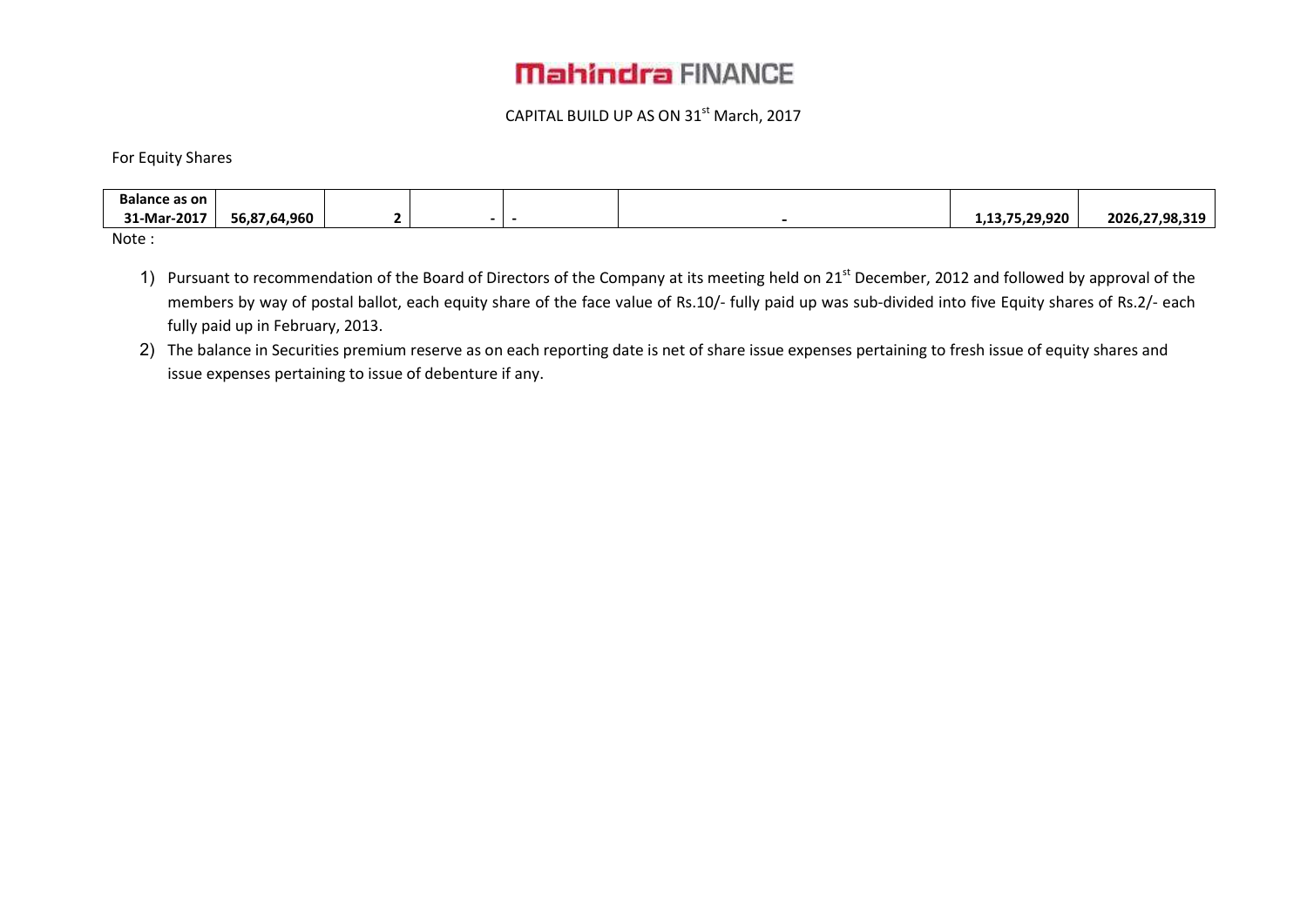CAPITAL BUILD UP AS ON 31st March, 2017

For Equity Shares

| | | | | | | | | |
|---|---|---|---|---|---|---|---|---|
| **Balance as on 31-Mar-2017** | **56,87,64,960** | **2** | **-** | **-** | | **-** | **1,13,75,29,920** | **2026,27,98,319** |

Note :

1) Pursuant to recommendation of the Board of Directors of the Company at its meeting held on 21st December, 2012 and followed by approval of the members by way of postal ballot, each equity share of the face value of Rs.10/- fully paid up was sub-divided into five Equity shares of Rs.2/- each fully paid up in February, 2013.
2) The balance in Securities premium reserve as on each reporting date is net of share issue expenses pertaining to fresh issue of equity shares and issue expenses pertaining to issue of debenture if any.